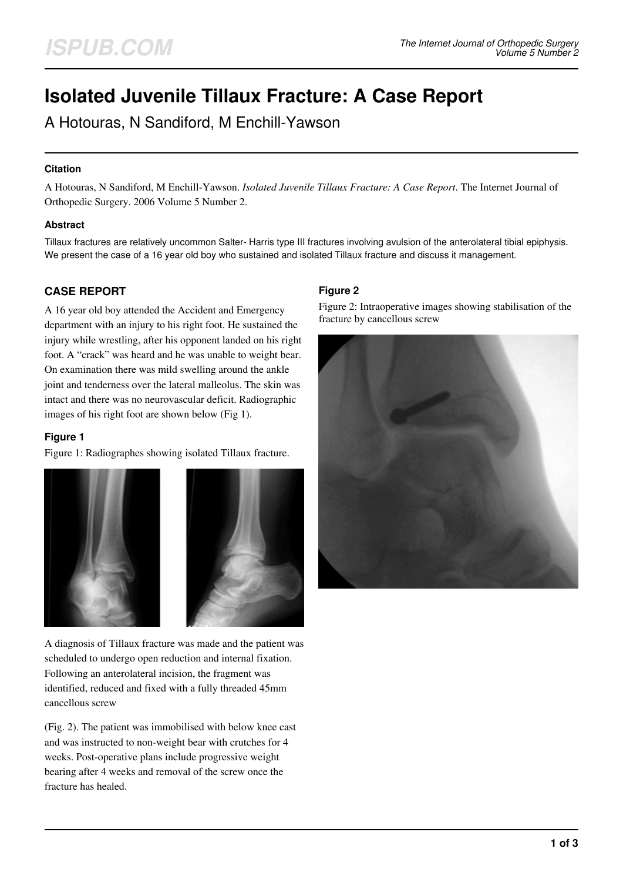# Isolated Juvenile Tillaux Fracture: A Case Report

A Hotouras, N Sandiford, M Enchill-Yawson

### Citation

A Hotouras, N Sandiford, M Enchill-Yawson. *Isolated Juvenile Tillaux Fracture: A Case Report*. The Internet Journal of Orthopedic Surgery. 2006 Volume 5 Number 2.

### Abstract

Tillaux fractures are relatively uncommon Salter- Harris type III fractures involving avulsion of the anterolateral tibial epiphysis. We present the case of a 16 year old boy who sustained and isolated Tillaux fracture and discuss it management.

## CASE REPORT

A 16 year old boy attended the Accident and Emergency department with an injury to his right foot. He sustained the injury while wrestling, after his opponent landed on his right foot. A "crack" was heard and he was unable to weight bear. On examination there was mild swelling around the ankle joint and tenderness over the lateral malleolus. The skin was intact and there was no neurovascular deficit. Radiographic images of his right foot are shown below (Fig 1).

### Figure 1

Figure 1: Radiographes showing isolated Tillaux fracture.

A diagnosis of Tillaux fracture was made and the patient was scheduled to undergo open reduction and internal fixation. Following an anterolateral incision, the fragment was identified, reduced and fixed with a fully threaded 45mm cancellous screw

(Fig. 2). The patient was immobilised with below knee cast and was instructed to non-weight bear with crutches for 4 weeks. Post-operative plans include progressive weight bearing after 4 weeks and removal of the screw once the fracture has healed.

### Figure 2

Figure 2: Intraoperative images showing stabilisation of the fracture by cancellous screw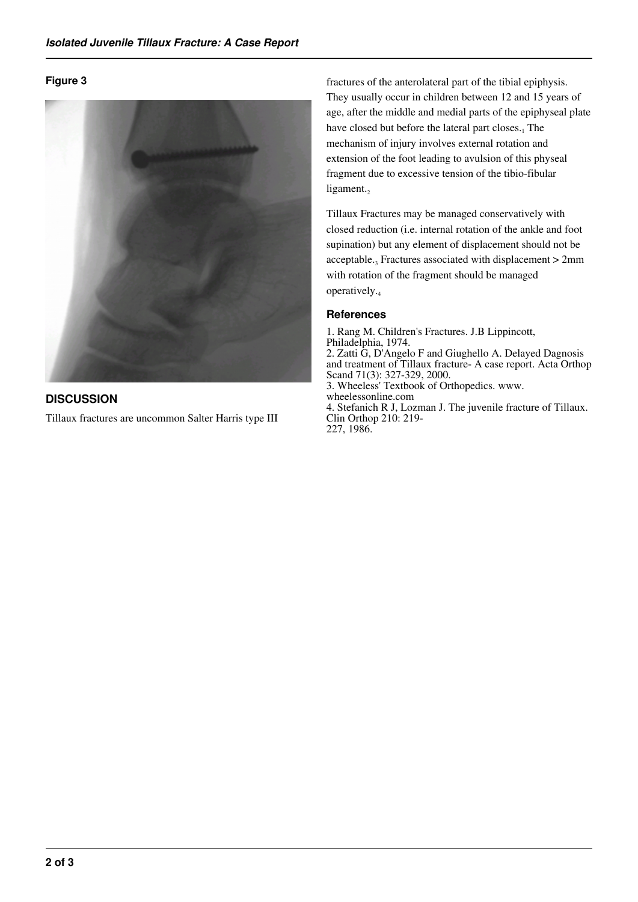**Figure 3**

## DISCUSSION

Tillaux fractures are uncommon Salter Harris type III fractures of the anterolateral part of the tibial epiphysis. They usually occur in children between 12 and 15 years of age, after the middle and medial parts of the epiphyseal plate have closed but before the lateral part closes.[1] The mechanism of injury involves external rotation and extension of the foot leading to avulsion of this physeal fragment due to excessive tension of the tibio-fibular ligament.[2]

Tillaux Fractures may be managed conservatively with closed reduction (i.e. internal rotation of the ankle and foot supination) but any element of displacement should not be acceptable.[3] Fractures associated with displacement > 2mm with rotation of the fragment should be managed operatively.[4]

## References

1. Rang M. Children's Fractures. J.B Lippincott, Philadelphia, 1974.
2. Zatti G, D'Angelo F and Giughello A. Delayed Dagnosis and treatment of Tillaux fracture- A case report. Acta Orthop Scand 71(3): 327-329, 2000.
3. Wheeless' Textbook of Orthopedics. www.wheelessonline.com
4. Stefanich R J, Lozman J. The juvenile fracture of Tillaux. Clin Orthop 210: 219-227, 1986.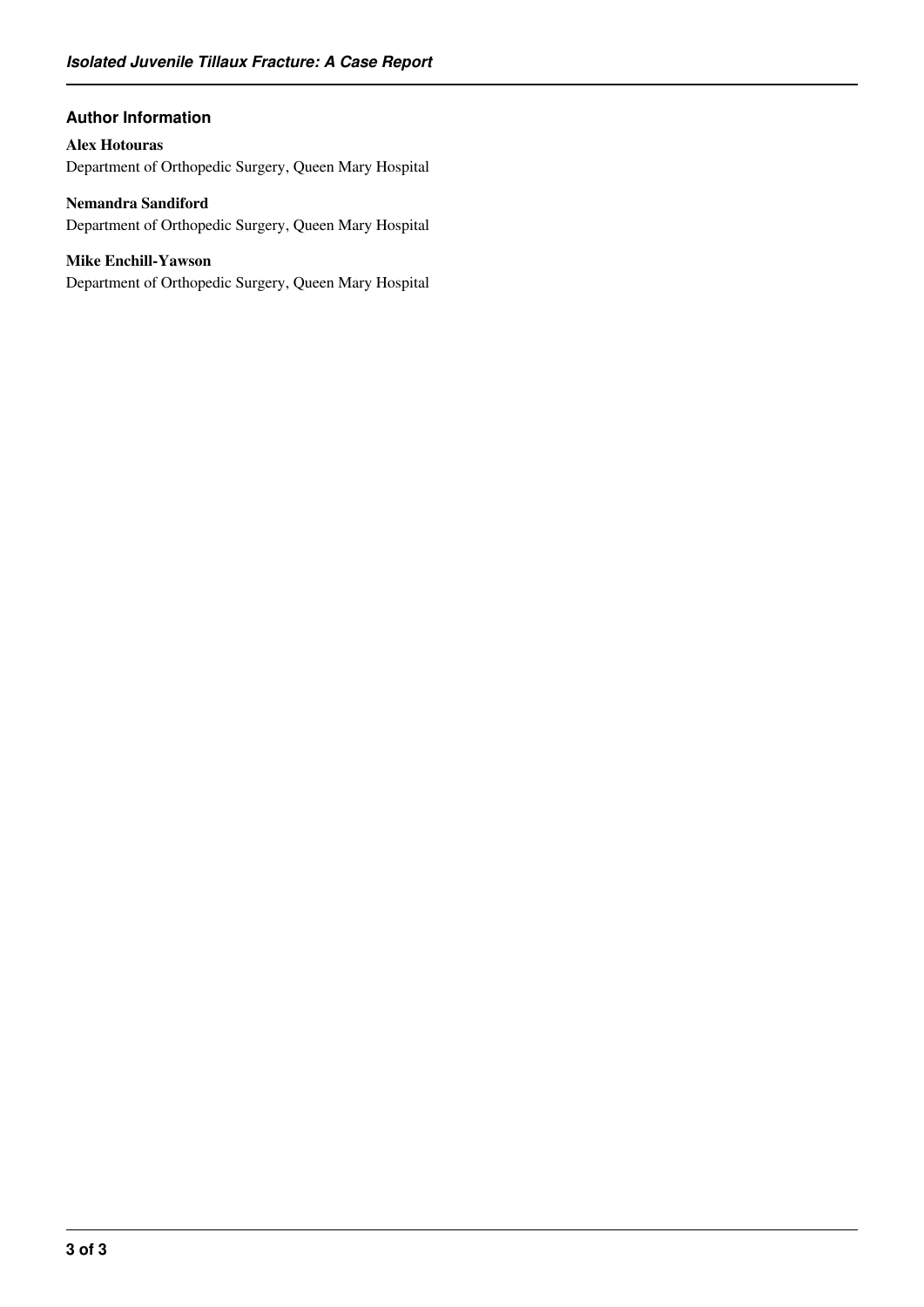## Author Information

**Alex Hotouras**
Department of Orthopedic Surgery, Queen Mary Hospital

**Nemandra Sandiford**
Department of Orthopedic Surgery, Queen Mary Hospital

**Mike Enchill-Yawson**
Department of Orthopedic Surgery, Queen Mary Hospital